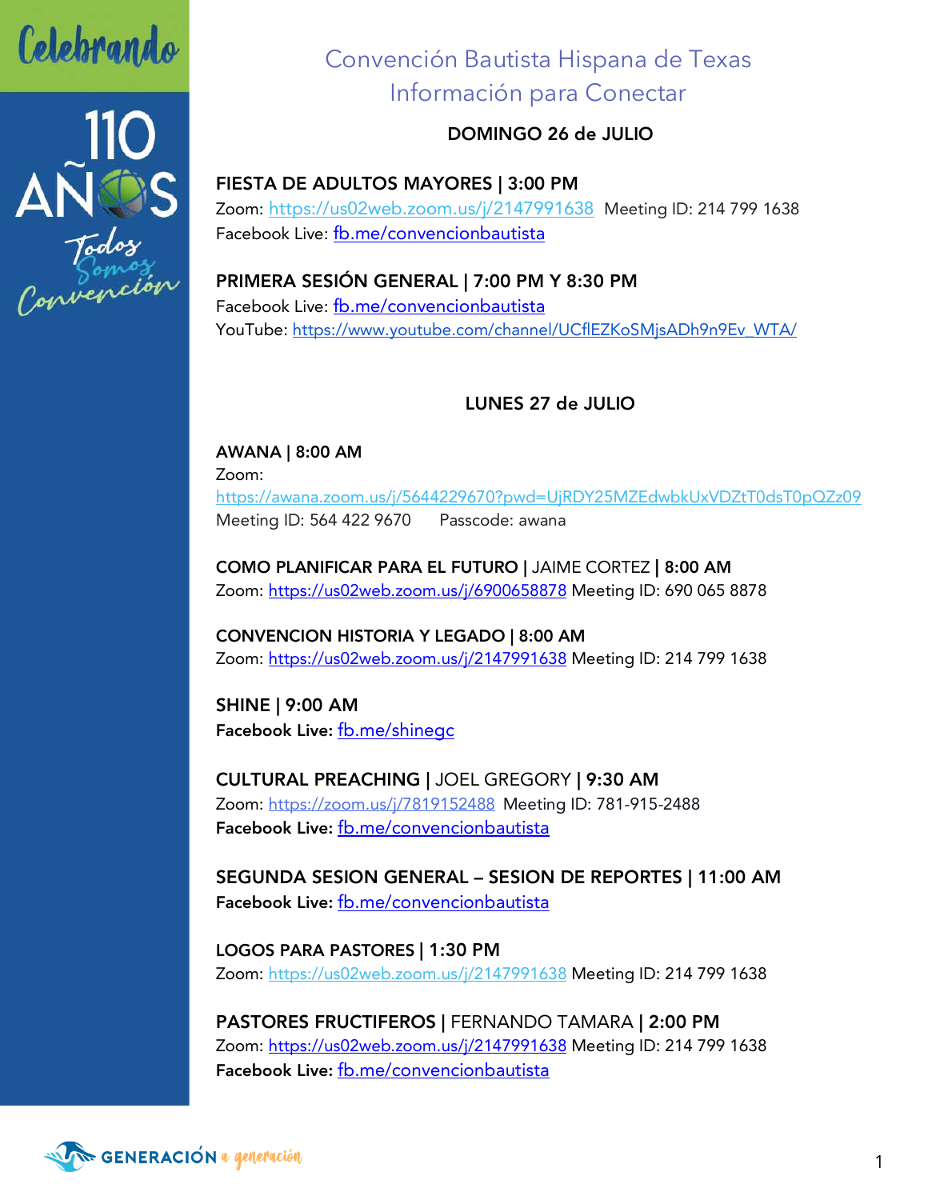Celebrando 110 AÑOS Todos Somos Convención

# Convención Bautista Hispana de Texas
# Información para Conectar

## DOMINGO 26 de JULIO

**FIESTA DE ADULTOS MAYORES | 3:00 PM**
Zoom: https://us02web.zoom.us/j/2147991638 Meeting ID: 214 799 1638
Facebook Live: fb.me/convencionbautista

**PRIMERA SESIÓN GENERAL | 7:00 PM Y 8:30 PM**
Facebook Live: fb.me/convencionbautista
YouTube: https://www.youtube.com/channel/UCflEZKoSMjsADh9n9Ev_WTA/

## LUNES 27 de JULIO

**AWANA | 8:00 AM**
Zoom:
https://awana.zoom.us/j/5644229670?pwd=UjRDY25MZEdwbkUxVDZtT0dsT0pQZz09
Meeting ID: 564 422 9670 Passcode: awana

**COMO PLANIFICAR PARA EL FUTURO |** JAIME CORTEZ **| 8:00 AM**
Zoom: https://us02web.zoom.us/j/6900658878 Meeting ID: 690 065 8878

**CONVENCION HISTORIA Y LEGADO | 8:00 AM**
Zoom: https://us02web.zoom.us/j/2147991638 Meeting ID: 214 799 1638

**SHINE | 9:00 AM**
**Facebook Live:** fb.me/shinegc

**CULTURAL PREACHING |** JOEL GREGORY **| 9:30 AM**
Zoom: https://zoom.us/j/7819152488 Meeting ID: 781-915-2488
**Facebook Live:** fb.me/convencionbautista

**SEGUNDA SESION GENERAL – SESION DE REPORTES | 11:00 AM**
**Facebook Live:** fb.me/convencionbautista

**LOGOS PARA PASTORES | 1:30 PM**
Zoom: https://us02web.zoom.us/j/2147991638 Meeting ID: 214 799 1638

**PASTORES FRUCTIFEROS |** FERNANDO TAMARA **| 2:00 PM**
Zoom: https://us02web.zoom.us/j/2147991638 Meeting ID: 214 799 1638
**Facebook Live:** fb.me/convencionbautista

GENERACIÓN a generación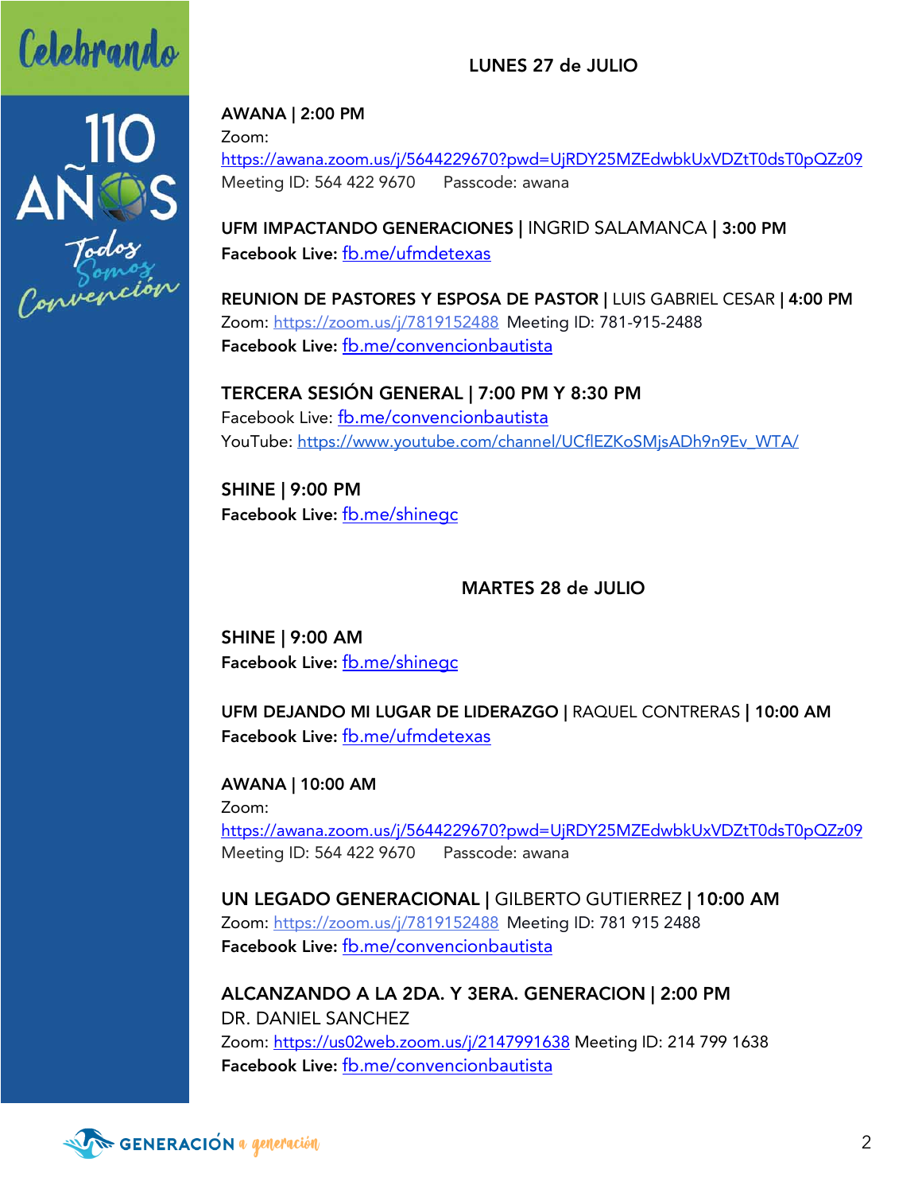Celebrando

110 AÑOS

Todos Somos Convención

## LUNES 27 de JULIO

**AWANA | 2:00 PM**
Zoom:
https://awana.zoom.us/j/5644229670?pwd=UjRDY25MZEdwbkUxVDZtT0dsT0pQZz09
Meeting ID: 564 422 9670 Passcode: awana

**UFM IMPACTANDO GENERACIONES |** INGRID SALAMANCA **| 3:00 PM**
**Facebook Live:** fb.me/ufmdetexas

**REUNION DE PASTORES Y ESPOSA DE PASTOR |** LUIS GABRIEL CESAR **| 4:00 PM**
Zoom: https://zoom.us/j/7819152488 Meeting ID: 781-915-2488
**Facebook Live:** fb.me/convencionbautista

**TERCERA SESIÓN GENERAL | 7:00 PM Y 8:30 PM**
Facebook Live: fb.me/convencionbautista
YouTube: https://www.youtube.com/channel/UCflEZKoSMjsADh9n9Ev_WTA/

**SHINE | 9:00 PM**
**Facebook Live:** fb.me/shinegc

## MARTES 28 de JULIO

**SHINE | 9:00 AM**
**Facebook Live:** fb.me/shinegc

**UFM DEJANDO MI LUGAR DE LIDERAZGO |** RAQUEL CONTRERAS **| 10:00 AM**
**Facebook Live:** fb.me/ufmdetexas

**AWANA | 10:00 AM**
Zoom:
https://awana.zoom.us/j/5644229670?pwd=UjRDY25MZEdwbkUxVDZtT0dsT0pQZz09
Meeting ID: 564 422 9670 Passcode: awana

**UN LEGADO GENERACIONAL |** GILBERTO GUTIERREZ **| 10:00 AM**
Zoom: https://zoom.us/j/7819152488 Meeting ID: 781 915 2488
**Facebook Live:** fb.me/convencionbautista

**ALCANZANDO A LA 2DA. Y 3ERA. GENERACION | 2:00 PM**
DR. DANIEL SANCHEZ
Zoom: https://us02web.zoom.us/j/2147991638 Meeting ID: 214 799 1638
**Facebook Live:** fb.me/convencionbautista

GENERACIÓN a generación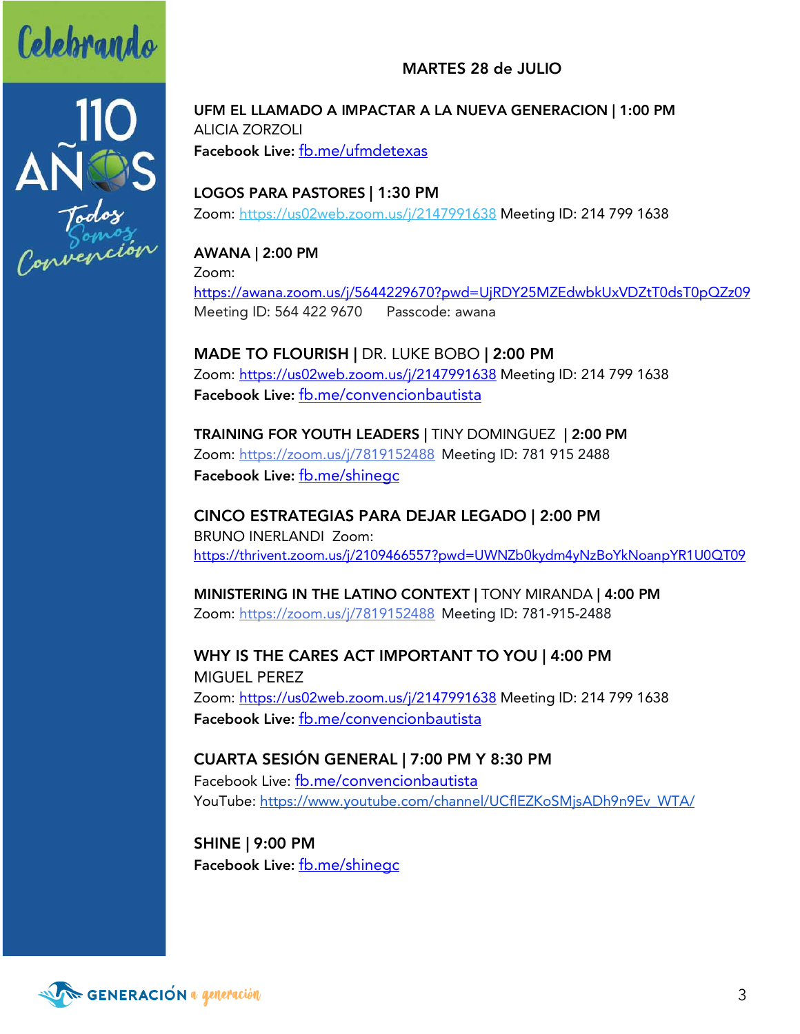## MARTES 28 de JULIO

**UFM EL LLAMADO A IMPACTAR A LA NUEVA GENERACION | 1:00 PM**
ALICIA ZORZOLI
**Facebook Live:** fb.me/ufmdetexas

**LOGOS PARA PASTORES | 1:30 PM**
Zoom: https://us02web.zoom.us/j/2147991638 Meeting ID: 214 799 1638

**AWANA | 2:00 PM**
Zoom:
https://awana.zoom.us/j/5644229670?pwd=UjRDY25MZEdwbkUxVDZtT0dsT0pQZz09
Meeting ID: 564 422 9670    Passcode: awana

**MADE TO FLOURISH** | DR. LUKE BOBO **| 2:00 PM**
Zoom: https://us02web.zoom.us/j/2147991638 Meeting ID: 214 799 1638
**Facebook Live:** fb.me/convencionbautista

**TRAINING FOR YOUTH LEADERS** | TINY DOMINGUEZ **| 2:00 PM**
Zoom: https://zoom.us/j/7819152488 Meeting ID: 781 915 2488
**Facebook Live:** fb.me/shinegc

**CINCO ESTRATEGIAS PARA DEJAR LEGADO | 2:00 PM**
BRUNO INERLANDI Zoom:
https://thrivent.zoom.us/j/2109466557?pwd=UWNZb0kydm4yNzBoYkNoanpYR1U0QT09

**MINISTERING IN THE LATINO CONTEXT** | TONY MIRANDA **| 4:00 PM**
Zoom: https://zoom.us/j/7819152488 Meeting ID: 781-915-2488

**WHY IS THE CARES ACT IMPORTANT TO YOU | 4:00 PM**
MIGUEL PEREZ
Zoom: https://us02web.zoom.us/j/2147991638 Meeting ID: 214 799 1638
**Facebook Live:** fb.me/convencionbautista

**CUARTA SESIÓN GENERAL | 7:00 PM Y 8:30 PM**
Facebook Live: fb.me/convencionbautista
YouTube: https://www.youtube.com/channel/UCflEZKoSMjsADh9n9Ev_WTA/

**SHINE | 9:00 PM**
**Facebook Live:** fb.me/shinegc